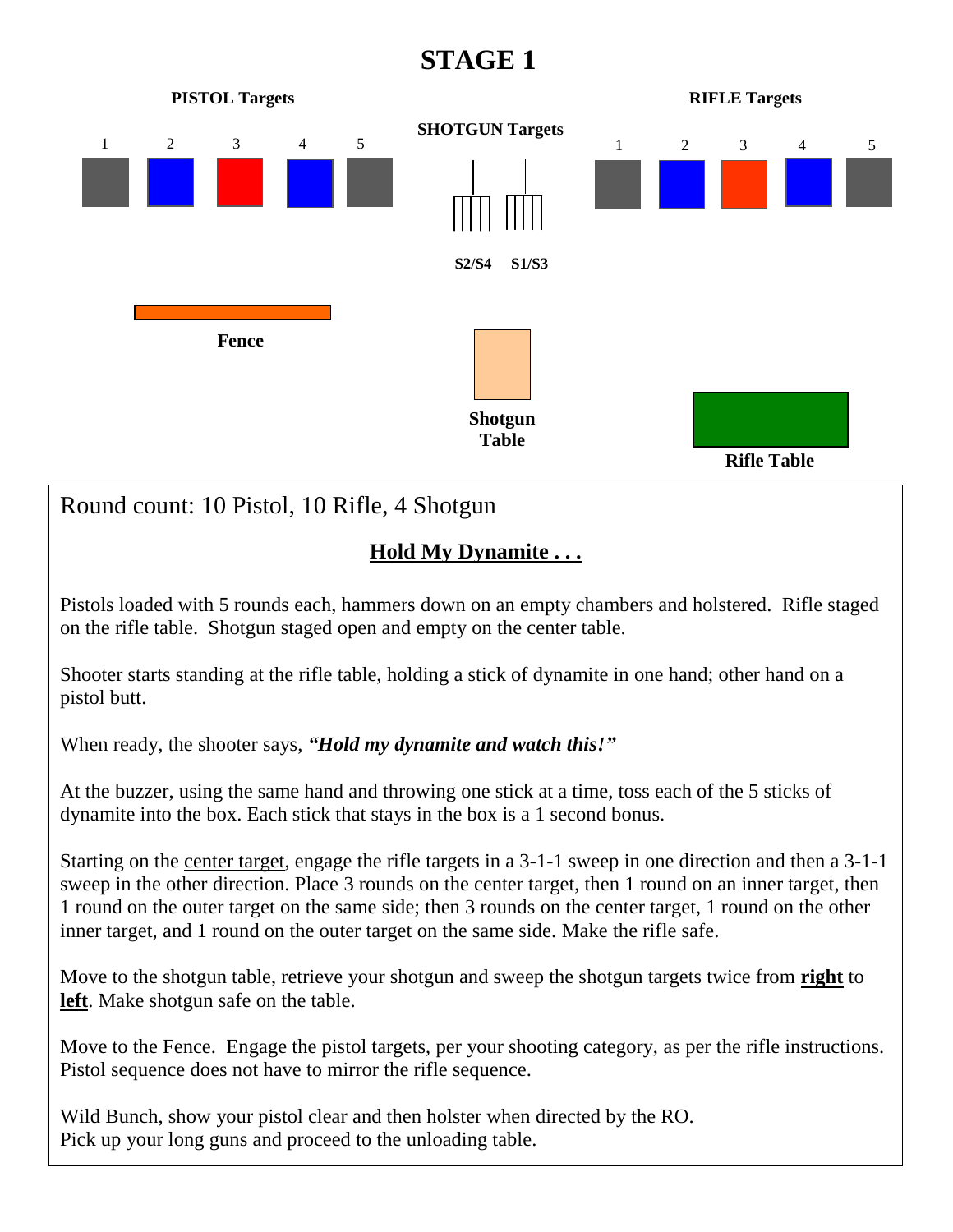# STAGE 1

**PISTOL Targets**

1 2 3 4 5

**SHOTGUN Targets**

**S2/S4** **S1/S3**

**RIFLE Targets**

1 2 3 4 5

**Fence**

**Shotgun Table**

**Rifle Table**

Round count: 10 Pistol, 10 Rifle, 4 Shotgun

## <u>Hold My Dynamite . . .</u>

Pistols loaded with 5 rounds each, hammers down on an empty chambers and holstered. Rifle staged on the rifle table. Shotgun staged open and empty on the center table.

Shooter starts standing at the rifle table, holding a stick of dynamite in one hand; other hand on a pistol butt.

When ready, the shooter says, ***"Hold my dynamite and watch this!"***

At the buzzer, using the same hand and throwing one stick at a time, toss each of the 5 sticks of dynamite into the box. Each stick that stays in the box is a 1 second bonus.

Starting on the <u>center target</u>, engage the rifle targets in a 3-1-1 sweep in one direction and then a 3-1-1 sweep in the other direction. Place 3 rounds on the center target, then 1 round on an inner target, then 1 round on the outer target on the same side; then 3 rounds on the center target, 1 round on the other inner target, and 1 round on the outer target on the same side. Make the rifle safe.

Move to the shotgun table, retrieve your shotgun and sweep the shotgun targets twice from **<u>right</u>** to **<u>left</u>**. Make shotgun safe on the table.

Move to the Fence. Engage the pistol targets, per your shooting category, as per the rifle instructions. Pistol sequence does not have to mirror the rifle sequence.

Wild Bunch, show your pistol clear and then holster when directed by the RO.
Pick up your long guns and proceed to the unloading table.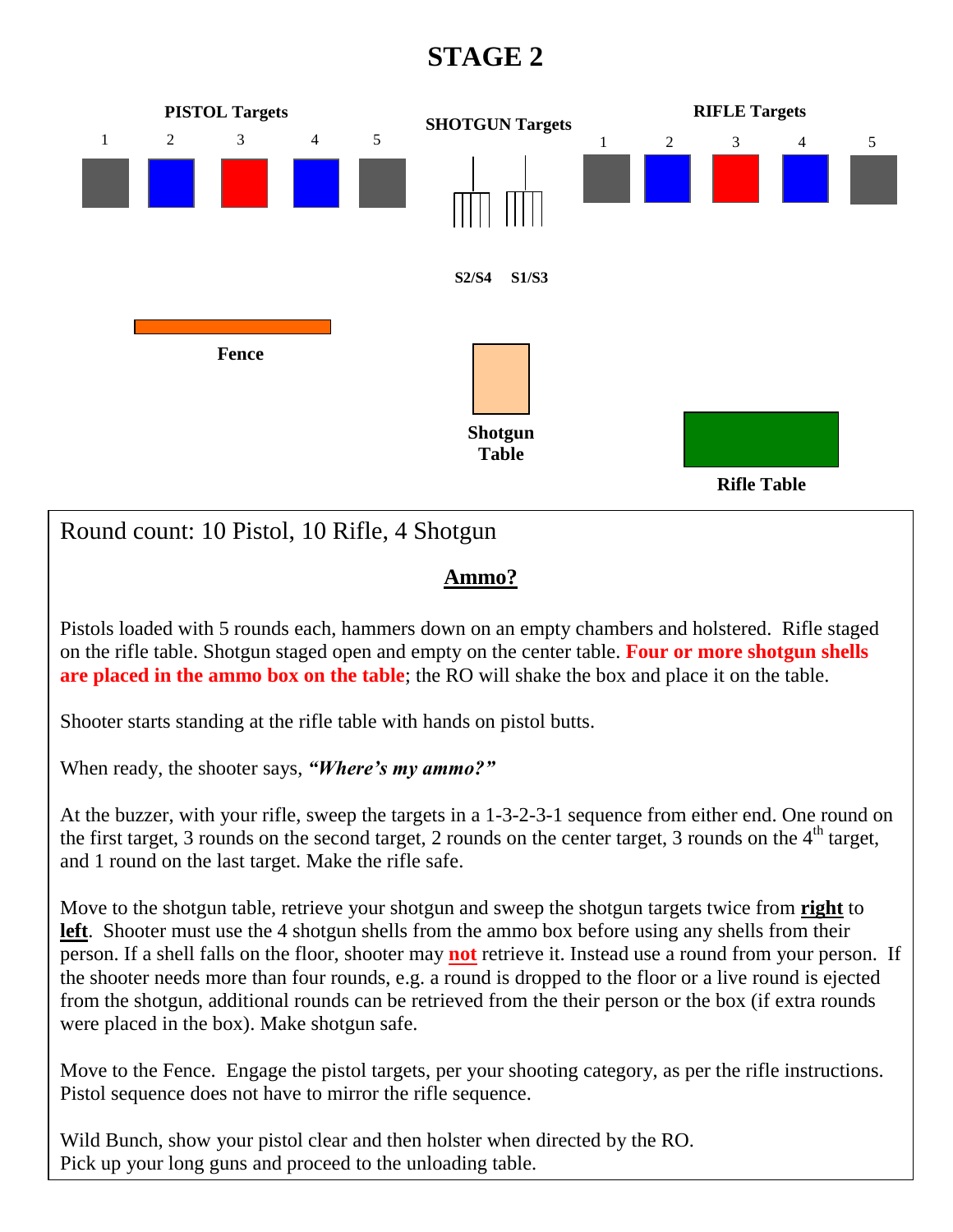# STAGE 2

**PISTOL Targets**

1 2 3 4 5

**SHOTGUN Targets**

**S2/S4** **S1/S3**

**RIFLE Targets**

1 2 3 4 5

**Fence**

**Shotgun Table**

**Rifle Table**

Round count: 10 Pistol, 10 Rifle, 4 Shotgun

## Ammo?

Pistols loaded with 5 rounds each, hammers down on an empty chambers and holstered. Rifle staged on the rifle table. Shotgun staged open and empty on the center table. **Four or more shotgun shells are placed in the ammo box on the table**; the RO will shake the box and place it on the table.

Shooter starts standing at the rifle table with hands on pistol butts.

When ready, the shooter says, ***"Where's my ammo?"***

At the buzzer, with your rifle, sweep the targets in a 1-3-2-3-1 sequence from either end. One round on the first target, 3 rounds on the second target, 2 rounds on the center target, 3 rounds on the 4th target, and 1 round on the last target. Make the rifle safe.

Move to the shotgun table, retrieve your shotgun and sweep the shotgun targets twice from **right** to **left**. Shooter must use the 4 shotgun shells from the ammo box before using any shells from their person. If a shell falls on the floor, shooter may **not** retrieve it. Instead use a round from your person. If the shooter needs more than four rounds, e.g. a round is dropped to the floor or a live round is ejected from the shotgun, additional rounds can be retrieved from the their person or the box (if extra rounds were placed in the box). Make shotgun safe.

Move to the Fence. Engage the pistol targets, per your shooting category, as per the rifle instructions. Pistol sequence does not have to mirror the rifle sequence.

Wild Bunch, show your pistol clear and then holster when directed by the RO.
Pick up your long guns and proceed to the unloading table.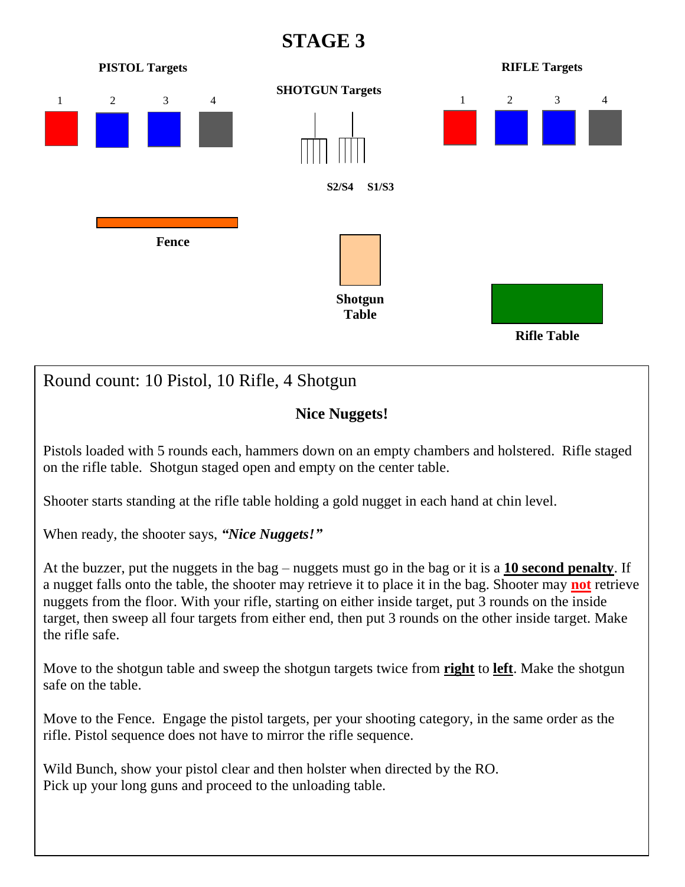# STAGE 3

**PISTOL Targets**

1 2 3 4

**SHOTGUN Targets**

S2/S4 S1/S3

**RIFLE Targets**

1 2 3 4

**Fence**

**Shotgun Table**

**Rifle Table**

Round count: 10 Pistol, 10 Rifle, 4 Shotgun

**Nice Nuggets!**

Pistols loaded with 5 rounds each, hammers down on an empty chambers and holstered. Rifle staged on the rifle table. Shotgun staged open and empty on the center table.

Shooter starts standing at the rifle table holding a gold nugget in each hand at chin level.

When ready, the shooter says, ***"Nice Nuggets!"***

At the buzzer, put the nuggets in the bag – nuggets must go in the bag or it is a **10 second penalty**. If a nugget falls onto the table, the shooter may retrieve it to place it in the bag. Shooter may **not** retrieve nuggets from the floor. With your rifle, starting on either inside target, put 3 rounds on the inside target, then sweep all four targets from either end, then put 3 rounds on the other inside target. Make the rifle safe.

Move to the shotgun table and sweep the shotgun targets twice from **right** to **left**. Make the shotgun safe on the table.

Move to the Fence. Engage the pistol targets, per your shooting category, in the same order as the rifle. Pistol sequence does not have to mirror the rifle sequence.

Wild Bunch, show your pistol clear and then holster when directed by the RO.
Pick up your long guns and proceed to the unloading table.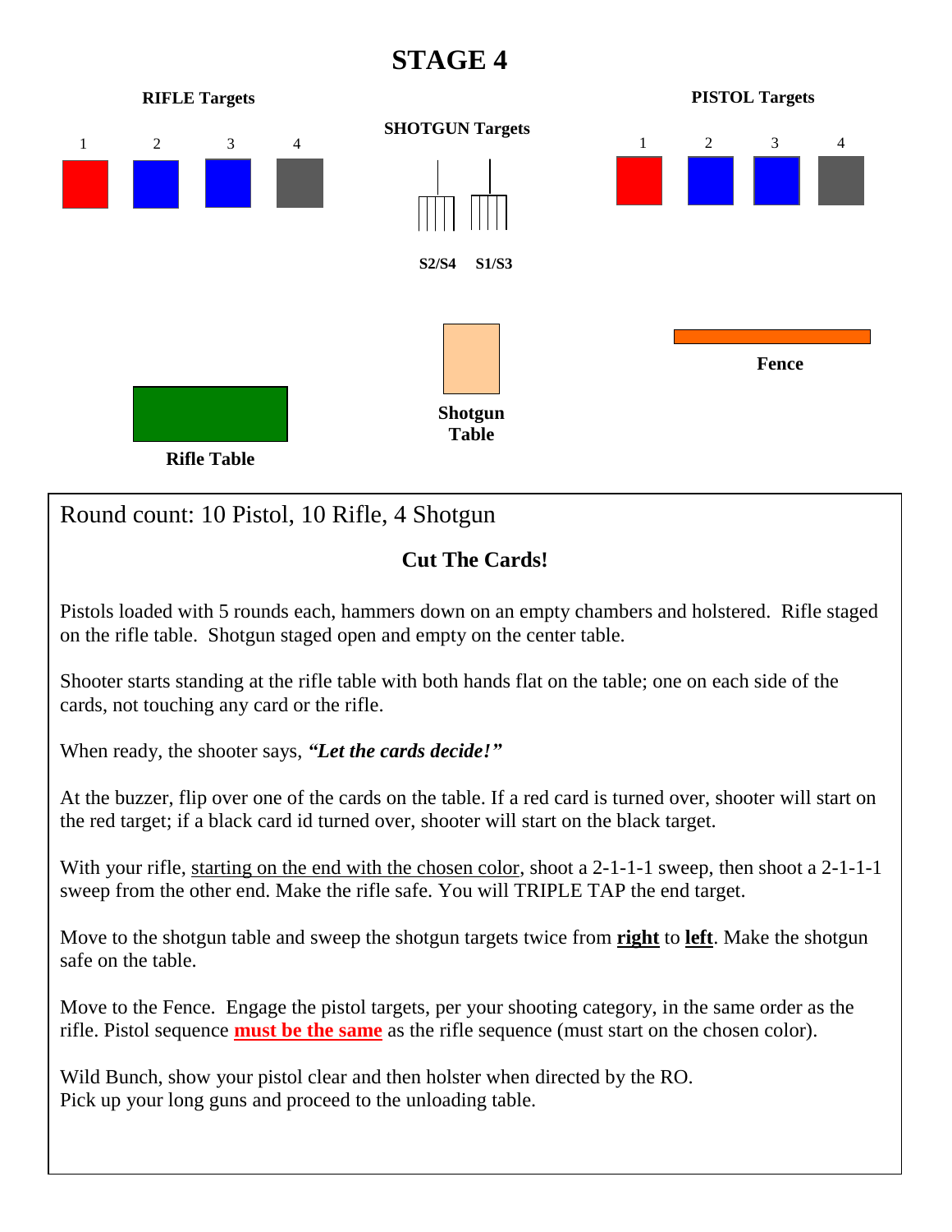# STAGE 4

**RIFLE Targets**

1 2 3 4

**SHOTGUN Targets**

S2/S4 S1/S3

**PISTOL Targets**

1 2 3 4

**Fence**

**Shotgun Table**

**Rifle Table**

Round count: 10 Pistol, 10 Rifle, 4 Shotgun

**Cut The Cards!**

Pistols loaded with 5 rounds each, hammers down on an empty chambers and holstered. Rifle staged on the rifle table. Shotgun staged open and empty on the center table.

Shooter starts standing at the rifle table with both hands flat on the table; one on each side of the cards, not touching any card or the rifle.

When ready, the shooter says, ***"Let the cards decide!"***

At the buzzer, flip over one of the cards on the table. If a red card is turned over, shooter will start on the red target; if a black card id turned over, shooter will start on the black target.

With your rifle, starting on the end with the chosen color, shoot a 2-1-1-1 sweep, then shoot a 2-1-1-1 sweep from the other end. Make the rifle safe. You will TRIPLE TAP the end target.

Move to the shotgun table and sweep the shotgun targets twice from **right** to **left**. Make the shotgun safe on the table.

Move to the Fence. Engage the pistol targets, per your shooting category, in the same order as the rifle. Pistol sequence **must be the same** as the rifle sequence (must start on the chosen color).

Wild Bunch, show your pistol clear and then holster when directed by the RO.
Pick up your long guns and proceed to the unloading table.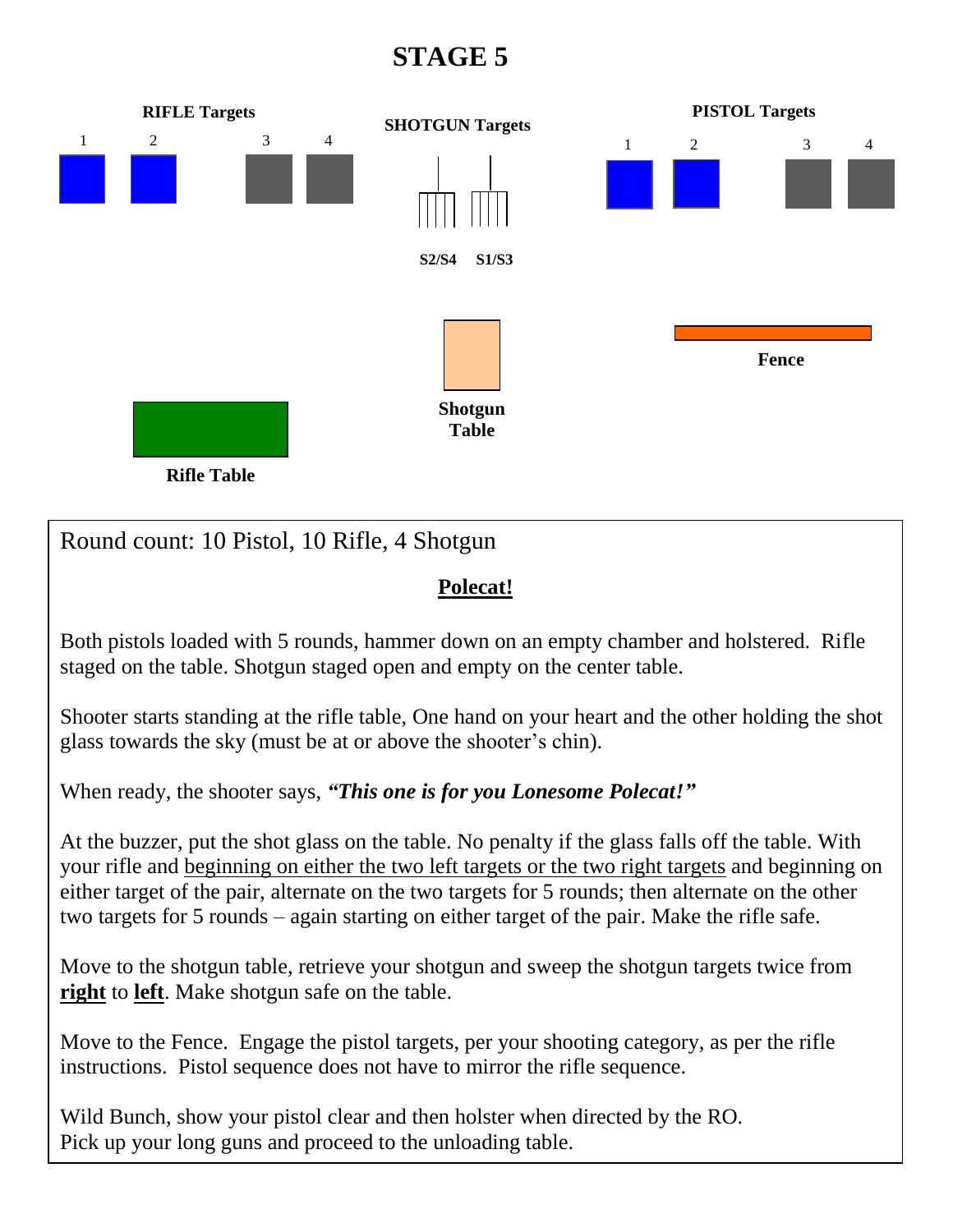# STAGE 5

**RIFLE Targets**

1 2 3 4

**SHOTGUN Targets**

S2/S4 S1/S3

**PISTOL Targets**

1 2 3 4

**Shotgun Table**

**Fence**

**Rifle Table**

Round count: 10 Pistol, 10 Rifle, 4 Shotgun

**Polecat!**

Both pistols loaded with 5 rounds, hammer down on an empty chamber and holstered. Rifle staged on the table. Shotgun staged open and empty on the center table.

Shooter starts standing at the rifle table, One hand on your heart and the other holding the shot glass towards the sky (must be at or above the shooter's chin).

When ready, the shooter says, ***"This one is for you Lonesome Polecat!"***

At the buzzer, put the shot glass on the table. No penalty if the glass falls off the table. With your rifle and beginning on either the two left targets or the two right targets and beginning on either target of the pair, alternate on the two targets for 5 rounds; then alternate on the other two targets for 5 rounds – again starting on either target of the pair. Make the rifle safe.

Move to the shotgun table, retrieve your shotgun and sweep the shotgun targets twice from **right** to **left**. Make shotgun safe on the table.

Move to the Fence. Engage the pistol targets, per your shooting category, as per the rifle instructions. Pistol sequence does not have to mirror the rifle sequence.

Wild Bunch, show your pistol clear and then holster when directed by the RO.
Pick up your long guns and proceed to the unloading table.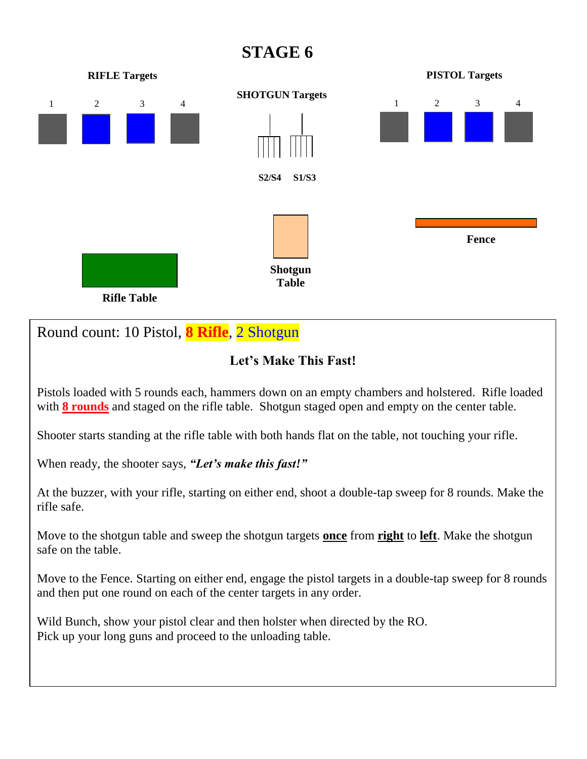# STAGE 6

**RIFLE Targets**

1 2 3 4

**SHOTGUN Targets**

**S2/S4** **S1/S3**

**PISTOL Targets**

1 2 3 4

**Fence**

**Shotgun Table**

**Rifle Table**

Round count: 10 Pistol, **8 Rifle**, 2 Shotgun

**Let's Make This Fast!**

Pistols loaded with 5 rounds each, hammers down on an empty chambers and holstered. Rifle loaded with **8 rounds** and staged on the rifle table. Shotgun staged open and empty on the center table.

Shooter starts standing at the rifle table with both hands flat on the table, not touching your rifle.

When ready, the shooter says, ***"Let's make this fast!"***

At the buzzer, with your rifle, starting on either end, shoot a double-tap sweep for 8 rounds. Make the rifle safe.

Move to the shotgun table and sweep the shotgun targets **once** from **right** to **left**. Make the shotgun safe on the table.

Move to the Fence. Starting on either end, engage the pistol targets in a double-tap sweep for 8 rounds and then put one round on each of the center targets in any order.

Wild Bunch, show your pistol clear and then holster when directed by the RO.
Pick up your long guns and proceed to the unloading table.